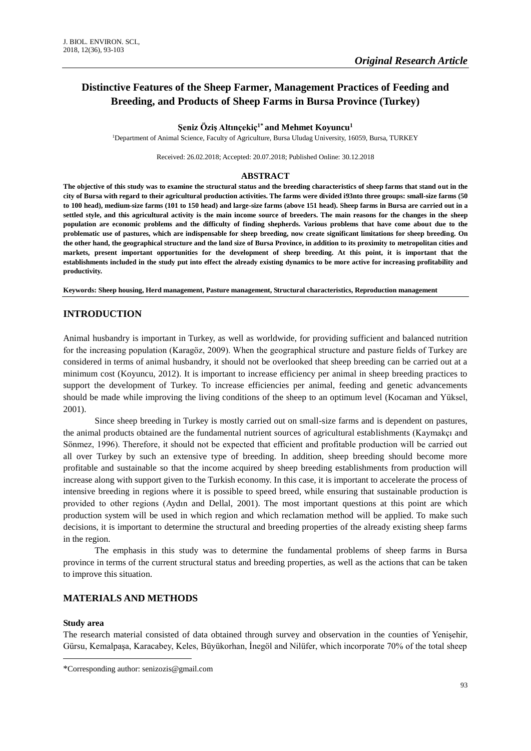*Original Research Article*

# Distinctive Features of the Sheep Farmer, Management Practices of Feeding and Breeding, and Products of Sheep Farms in Bursa Province (Turkey)

**Şeniz Öziş Altınçekiç[1*] and Mehmet Koyuncu[1]**

[1]Department of Animal Science, Faculty of Agriculture, Bursa Uludag University, 16059, Bursa, TURKEY

Received: 26.02.2018; Accepted: 20.07.2018; Published Online: 30.12.2018

## ABSTRACT

**The objective of this study was to examine the structural status and the breeding characteristics of sheep farms that stand out in the city of Bursa with regard to their agricultural production activities. The farms were divided i93nto three groups: small-size farms (50 to 100 head), medium-size farms (101 to 150 head) and large-size farms (above 151 head). Sheep farms in Bursa are carried out in a settled style, and this agricultural activity is the main income source of breeders. The main reasons for the changes in the sheep population are economic problems and the difficulty of finding shepherds. Various problems that have come about due to the problematic use of pastures, which are indispensable for sheep breeding, now create significant limitations for sheep breeding. On the other hand, the geographical structure and the land size of Bursa Province, in addition to its proximity to metropolitan cities and markets, present important opportunities for the development of sheep breeding. At this point, it is important that the establishments included in the study put into effect the already existing dynamics to be more active for increasing profitability and productivity.**

**Keywords: Sheep housing, Herd management, Pasture management, Structural characteristics, Reproduction management**

## INTRODUCTION

Animal husbandry is important in Turkey, as well as worldwide, for providing sufficient and balanced nutrition for the increasing population (Karagöz, 2009). When the geographical structure and pasture fields of Turkey are considered in terms of animal husbandry, it should not be overlooked that sheep breeding can be carried out at a minimum cost (Koyuncu, 2012). It is important to increase efficiency per animal in sheep breeding practices to support the development of Turkey. To increase efficiencies per animal, feeding and genetic advancements should be made while improving the living conditions of the sheep to an optimum level (Kocaman and Yüksel, 2001).

Since sheep breeding in Turkey is mostly carried out on small-size farms and is dependent on pastures, the animal products obtained are the fundamental nutrient sources of agricultural establishments (Kaymakçı and Sönmez, 1996). Therefore, it should not be expected that efficient and profitable production will be carried out all over Turkey by such an extensive type of breeding. In addition, sheep breeding should become more profitable and sustainable so that the income acquired by sheep breeding establishments from production will increase along with support given to the Turkish economy. In this case, it is important to accelerate the process of intensive breeding in regions where it is possible to speed breed, while ensuring that sustainable production is provided to other regions (Aydın and Dellal, 2001). The most important questions at this point are which production system will be used in which region and which reclamation method will be applied. To make such decisions, it is important to determine the structural and breeding properties of the already existing sheep farms in the region.

The emphasis in this study was to determine the fundamental problems of sheep farms in Bursa province in terms of the current structural status and breeding properties, as well as the actions that can be taken to improve this situation.

## MATERIALS AND METHODS

### Study area

The research material consisted of data obtained through survey and observation in the counties of Yenişehir, Gürsu, Kemalpaşa, Karacabey, Keles, Büyükorhan, İnegöl and Nilüfer, which incorporate 70% of the total sheep

*Corresponding author: senizozis@gmail.com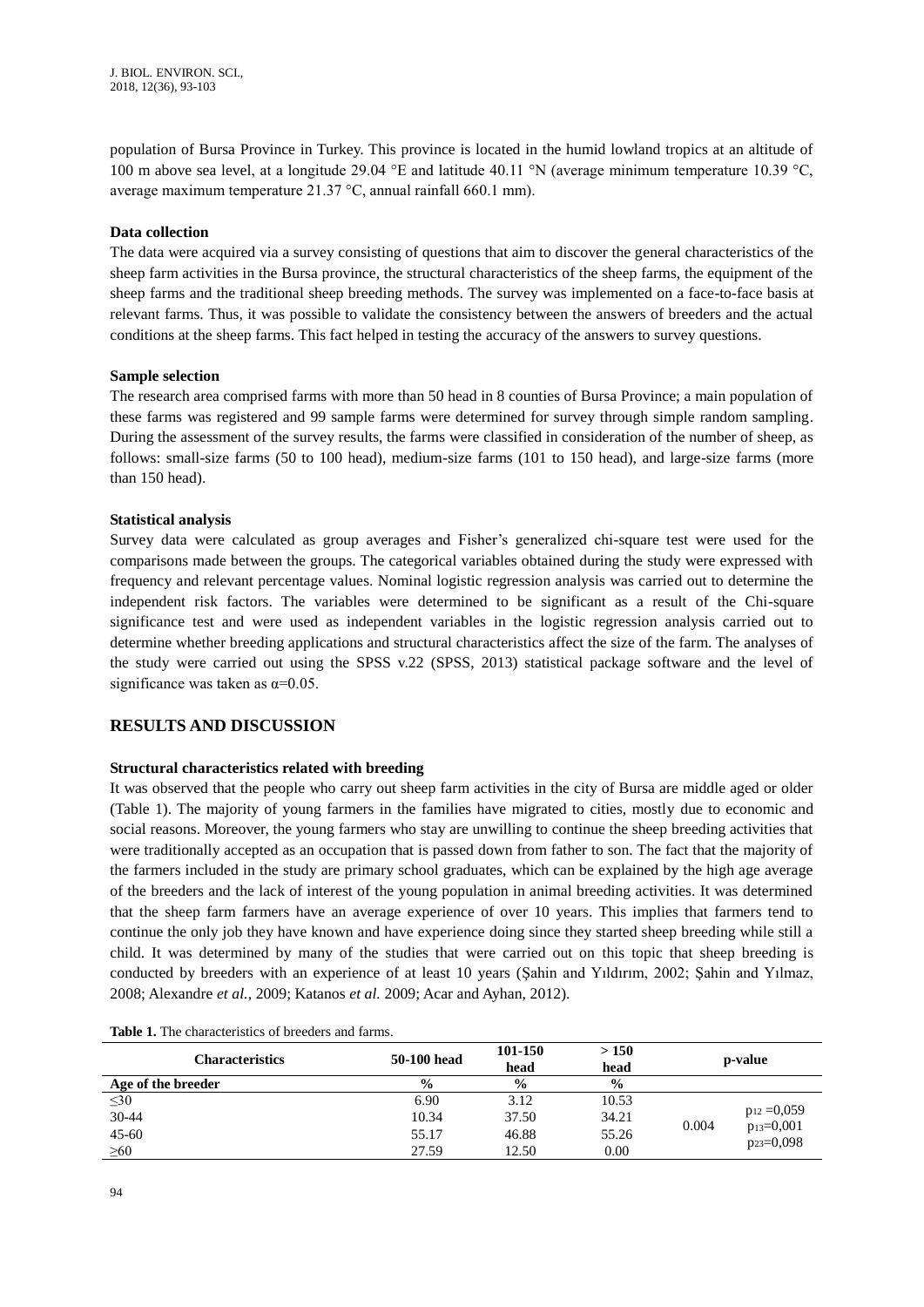population of Bursa Province in Turkey. This province is located in the humid lowland tropics at an altitude of 100 m above sea level, at a longitude 29.04 °E and latitude 40.11 °N (average minimum temperature 10.39 °C, average maximum temperature 21.37 °C, annual rainfall 660.1 mm).

**Data collection**

The data were acquired via a survey consisting of questions that aim to discover the general characteristics of the sheep farm activities in the Bursa province, the structural characteristics of the sheep farms, the equipment of the sheep farms and the traditional sheep breeding methods. The survey was implemented on a face-to-face basis at relevant farms. Thus, it was possible to validate the consistency between the answers of breeders and the actual conditions at the sheep farms. This fact helped in testing the accuracy of the answers to survey questions.

**Sample selection**

The research area comprised farms with more than 50 head in 8 counties of Bursa Province; a main population of these farms was registered and 99 sample farms were determined for survey through simple random sampling. During the assessment of the survey results, the farms were classified in consideration of the number of sheep, as follows: small-size farms (50 to 100 head), medium-size farms (101 to 150 head), and large-size farms (more than 150 head).

**Statistical analysis**

Survey data were calculated as group averages and Fisher's generalized chi-square test were used for the comparisons made between the groups. The categorical variables obtained during the study were expressed with frequency and relevant percentage values. Nominal logistic regression analysis was carried out to determine the independent risk factors. The variables were determined to be significant as a result of the Chi-square significance test and were used as independent variables in the logistic regression analysis carried out to determine whether breeding applications and structural characteristics affect the size of the farm. The analyses of the study were carried out using the SPSS v.22 (SPSS, 2013) statistical package software and the level of significance was taken as $\alpha$=0.05.

## RESULTS AND DISCUSSION

**Structural characteristics related with breeding**

It was observed that the people who carry out sheep farm activities in the city of Bursa are middle aged or older (Table 1). The majority of young farmers in the families have migrated to cities, mostly due to economic and social reasons. Moreover, the young farmers who stay are unwilling to continue the sheep breeding activities that were traditionally accepted as an occupation that is passed down from father to son. The fact that the majority of the farmers included in the study are primary school graduates, which can be explained by the high age average of the breeders and the lack of interest of the young population in animal breeding activities. It was determined that the sheep farm farmers have an average experience of over 10 years. This implies that farmers tend to continue the only job they have known and have experience doing since they started sheep breeding while still a child. It was determined by many of the studies that were carried out on this topic that sheep breeding is conducted by breeders with an experience of at least 10 years (Şahin and Yıldırım, 2002; Şahin and Yılmaz, 2008; Alexandre *et al.*, 2009; Katanos *et al.* 2009; Acar and Ayhan, 2012).

**Table 1.** The characteristics of breeders and farms.

| Characteristics | 50-100 head | 101-150 head | > 150 head | p-value | |
|---|---|---|---|---|---|
| **Age of the breeder** | **%** | **%** | **%** | | |
| ≤30 | 6.90 | 3.12 | 10.53 | 0.004 | $p_{12}$ =0,059<br>$p_{13}$=0,001<br>$p_{23}$=0,098 |
| 30-44 | 10.34 | 37.50 | 34.21 | | |
| 45-60 | 55.17 | 46.88 | 55.26 | | |
| ≥60 | 27.59 | 12.50 | 0.00 | | |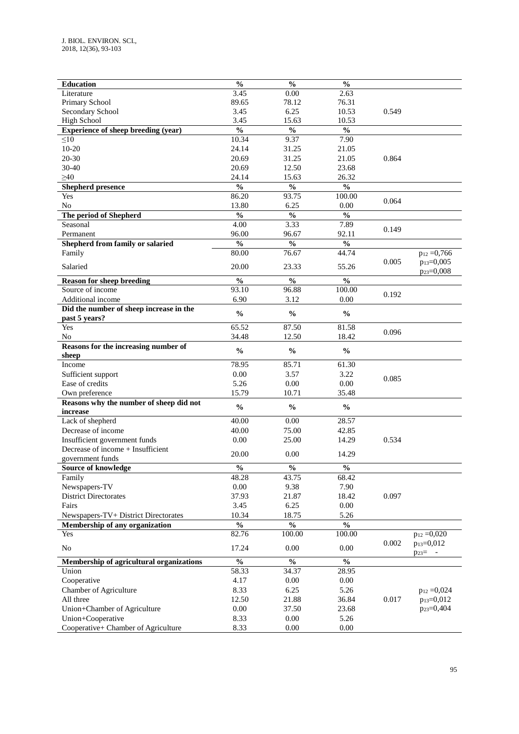| Education | % | % | % | | |
|---|---|---|---|---|---|
| Literature | 3.45 | 0.00 | 2.63 | | |
| Primary School | 89.65 | 78.12 | 76.31 | | |
| Secondary School | 3.45 | 6.25 | 10.53 | 0.549 | |
| High School | 3.45 | 15.63 | 10.53 | | |
| **Experience of sheep breeding (year)** | % | % | % | | |
| ≤10 | 10.34 | 9.37 | 7.90 | | |
| 10-20 | 24.14 | 31.25 | 21.05 | | |
| 20-30 | 20.69 | 31.25 | 21.05 | 0.864 | |
| 30-40 | 20.69 | 12.50 | 23.68 | | |
| ≥40 | 24.14 | 15.63 | 26.32 | | |
| **Shepherd presence** | % | % | % | | |
| Yes | 86.20 | 93.75 | 100.00 | 0.064 | |
| No | 13.80 | 6.25 | 0.00 | | |
| **The period of Shepherd** | % | % | % | | |
| Seasonal | 4.00 | 3.33 | 7.89 | 0.149 | |
| Permanent | 96.00 | 96.67 | 92.11 | | |
| **Shepherd from family or salaried** | % | % | % | | |
| Family | 80.00 | 76.67 | 44.74 | 0.005 | $p_{12}$ =0,766 $p_{13}$=0,005 $p_{23}$=0,008 |
| Salaried | 20.00 | 23.33 | 55.26 | | |
| **Reason for sheep breeding** | % | % | % | | |
| Source of income | 93.10 | 96.88 | 100.00 | 0.192 | |
| Additional income | 6.90 | 3.12 | 0.00 | | |
| **Did the number of sheep increase in the past 5 years?** | % | % | % | | |
| Yes | 65.52 | 87.50 | 81.58 | 0.096 | |
| No | 34.48 | 12.50 | 18.42 | | |
| **Reasons for the increasing number of sheep** | % | % | % | | |
| Income | 78.95 | 85.71 | 61.30 | | |
| Sufficient support | 0.00 | 3.57 | 3.22 | 0.085 | |
| Ease of credits | 5.26 | 0.00 | 0.00 | | |
| Own preference | 15.79 | 10.71 | 35.48 | | |
| **Reasons why the number of sheep did not increase** | % | % | % | | |
| Lack of shepherd | 40.00 | 0.00 | 28.57 | | |
| Decrease of income | 40.00 | 75.00 | 42.85 | | |
| Insufficient government funds | 0.00 | 25.00 | 14.29 | 0.534 | |
| Decrease of income + Insufficient government funds | 20.00 | 0.00 | 14.29 | | |
| **Source of knowledge** | % | % | % | | |
| Family | 48.28 | 43.75 | 68.42 | | |
| Newspapers-TV | 0.00 | 9.38 | 7.90 | | |
| District Directorates | 37.93 | 21.87 | 18.42 | 0.097 | |
| Fairs | 3.45 | 6.25 | 0.00 | | |
| Newspapers-TV+ District Directorates | 10.34 | 18.75 | 5.26 | | |
| **Membership of any organization** | % | % | % | | |
| Yes | 82.76 | 100.00 | 100.00 | 0.002 | $p_{12}$ =0,020 $p_{13}$=0,012 $p_{23}$= - |
| No | 17.24 | 0.00 | 0.00 | | |
| **Membership of agricultural organizations** | % | % | % | | |
| Union | 58.33 | 34.37 | 28.95 | | |
| Cooperative | 4.17 | 0.00 | 0.00 | | |
| Chamber of Agriculture | 8.33 | 6.25 | 5.26 | | |
| All three | 12.50 | 21.88 | 36.84 | 0.017 | $p_{12}$ =0,024 $p_{13}$=0,012 $p_{23}$=0,404 |
| Union+Chamber of Agriculture | 0.00 | 37.50 | 23.68 | | |
| Union+Cooperative | 8.33 | 0.00 | 5.26 | | |
| Cooperative+ Chamber of Agriculture | 8.33 | 0.00 | 0.00 | | |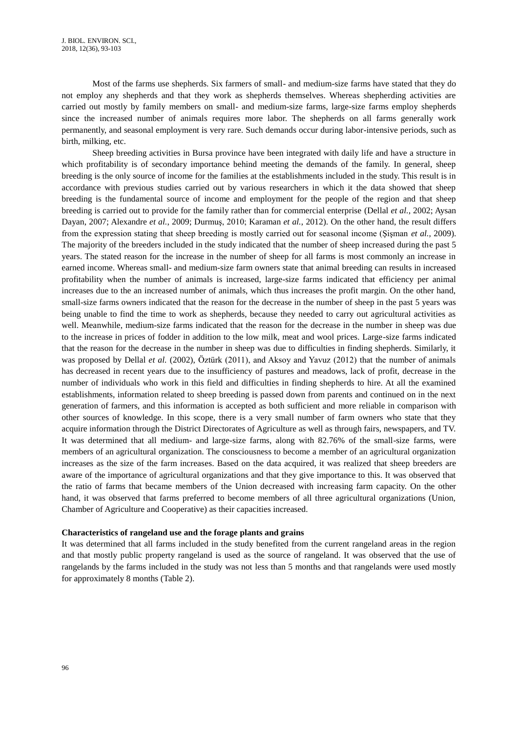Most of the farms use shepherds. Six farmers of small- and medium-size farms have stated that they do not employ any shepherds and that they work as shepherds themselves. Whereas shepherding activities are carried out mostly by family members on small- and medium-size farms, large-size farms employ shepherds since the increased number of animals requires more labor. The shepherds on all farms generally work permanently, and seasonal employment is very rare. Such demands occur during labor-intensive periods, such as birth, milking, etc.

Sheep breeding activities in Bursa province have been integrated with daily life and have a structure in which profitability is of secondary importance behind meeting the demands of the family. In general, sheep breeding is the only source of income for the families at the establishments included in the study. This result is in accordance with previous studies carried out by various researchers in which it the data showed that sheep breeding is the fundamental source of income and employment for the people of the region and that sheep breeding is carried out to provide for the family rather than for commercial enterprise (Dellal *et al.*, 2002; Aysan Dayan, 2007; Alexandre *et al.*, 2009; Durmuş, 2010; Karaman *et al.*, 2012). On the other hand, the result differs from the expression stating that sheep breeding is mostly carried out for seasonal income (Şişman *et al.*, 2009). The majority of the breeders included in the study indicated that the number of sheep increased during the past 5 years. The stated reason for the increase in the number of sheep for all farms is most commonly an increase in earned income. Whereas small- and medium-size farm owners state that animal breeding can results in increased profitability when the number of animals is increased, large-size farms indicated that efficiency per animal increases due to the an increased number of animals, which thus increases the profit margin. On the other hand, small-size farms owners indicated that the reason for the decrease in the number of sheep in the past 5 years was being unable to find the time to work as shepherds, because they needed to carry out agricultural activities as well. Meanwhile, medium-size farms indicated that the reason for the decrease in the number in sheep was due to the increase in prices of fodder in addition to the low milk, meat and wool prices. Large-size farms indicated that the reason for the decrease in the number in sheep was due to difficulties in finding shepherds. Similarly, it was proposed by Dellal *et al.* (2002), Öztürk (2011), and Aksoy and Yavuz (2012) that the number of animals has decreased in recent years due to the insufficiency of pastures and meadows, lack of profit, decrease in the number of individuals who work in this field and difficulties in finding shepherds to hire. At all the examined establishments, information related to sheep breeding is passed down from parents and continued on in the next generation of farmers, and this information is accepted as both sufficient and more reliable in comparison with other sources of knowledge. In this scope, there is a very small number of farm owners who state that they acquire information through the District Directorates of Agriculture as well as through fairs, newspapers, and TV. It was determined that all medium- and large-size farms, along with 82.76% of the small-size farms, were members of an agricultural organization. The consciousness to become a member of an agricultural organization increases as the size of the farm increases. Based on the data acquired, it was realized that sheep breeders are aware of the importance of agricultural organizations and that they give importance to this. It was observed that the ratio of farms that became members of the Union decreased with increasing farm capacity. On the other hand, it was observed that farms preferred to become members of all three agricultural organizations (Union, Chamber of Agriculture and Cooperative) as their capacities increased.

**Characteristics of rangeland use and the forage plants and grains**

It was determined that all farms included in the study benefited from the current rangeland areas in the region and that mostly public property rangeland is used as the source of rangeland. It was observed that the use of rangelands by the farms included in the study was not less than 5 months and that rangelands were used mostly for approximately 8 months (Table 2).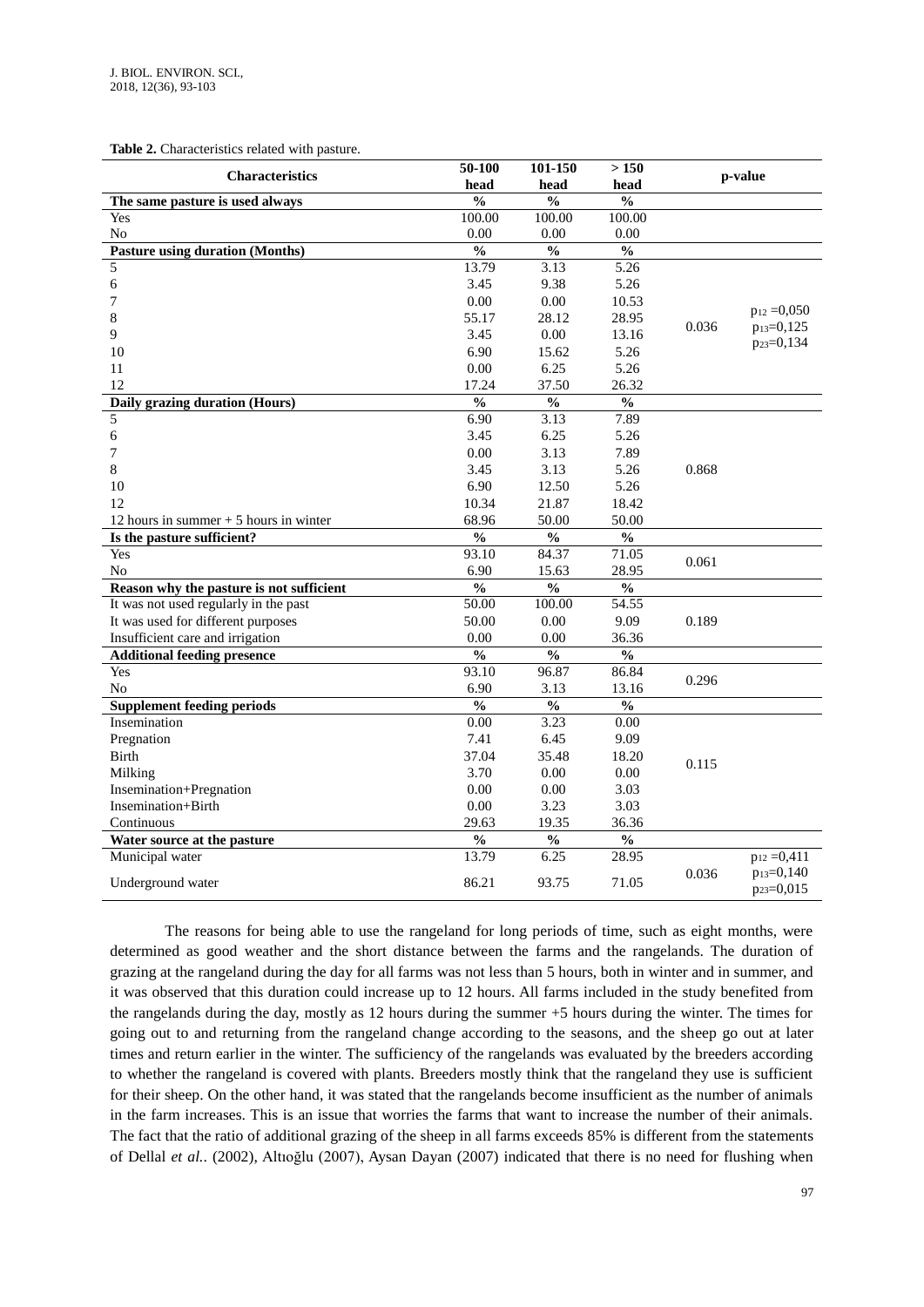**Table 2.** Characteristics related with pasture.

| Characteristics | 50-100 head | 101-150 head | > 150 head | p-value | |
|---|---|---|---|---|---|
| **The same pasture is used always** | **%** | **%** | **%** | | |
| Yes | 100.00 | 100.00 | 100.00 | | |
| No | 0.00 | 0.00 | 0.00 | | |
| **Pasture using duration (Months)** | **%** | **%** | **%** | | |
| 5 | 13.79 | 3.13 | 5.26 | 0.036 | $p_{12}$ =0,050 $p_{13}$=0,125 $p_{23}$=0,134 |
| 6 | 3.45 | 9.38 | 5.26 | | |
| 7 | 0.00 | 0.00 | 10.53 | | |
| 8 | 55.17 | 28.12 | 28.95 | | |
| 9 | 3.45 | 0.00 | 13.16 | | |
| 10 | 6.90 | 15.62 | 5.26 | | |
| 11 | 0.00 | 6.25 | 5.26 | | |
| 12 | 17.24 | 37.50 | 26.32 | | |
| **Daily grazing duration (Hours)** | **%** | **%** | **%** | | |
| 5 | 6.90 | 3.13 | 7.89 | 0.868 | |
| 6 | 3.45 | 6.25 | 5.26 | | |
| 7 | 0.00 | 3.13 | 7.89 | | |
| 8 | 3.45 | 3.13 | 5.26 | | |
| 10 | 6.90 | 12.50 | 5.26 | | |
| 12 | 10.34 | 21.87 | 18.42 | | |
| 12 hours in summer + 5 hours in winter | 68.96 | 50.00 | 50.00 | | |
| **Is the pasture sufficient?** | **%** | **%** | **%** | | |
| Yes | 93.10 | 84.37 | 71.05 | 0.061 | |
| No | 6.90 | 15.63 | 28.95 | | |
| **Reason why the pasture is not sufficient** | **%** | **%** | **%** | | |
| It was not used regularly in the past | 50.00 | 100.00 | 54.55 | 0.189 | |
| It was used for different purposes | 50.00 | 0.00 | 9.09 | | |
| Insufficient care and irrigation | 0.00 | 0.00 | 36.36 | | |
| **Additional feeding presence** | **%** | **%** | **%** | | |
| Yes | 93.10 | 96.87 | 86.84 | 0.296 | |
| No | 6.90 | 3.13 | 13.16 | | |
| **Supplement feeding periods** | **%** | **%** | **%** | | |
| Insemination | 0.00 | 3.23 | 0.00 | 0.115 | |
| Pregnation | 7.41 | 6.45 | 9.09 | | |
| Birth | 37.04 | 35.48 | 18.20 | | |
| Milking | 3.70 | 0.00 | 0.00 | | |
| Insemination+Pregnation | 0.00 | 0.00 | 3.03 | | |
| Insemination+Birth | 0.00 | 3.23 | 3.03 | | |
| Continuous | 29.63 | 19.35 | 36.36 | | |
| **Water source at the pasture** | **%** | **%** | **%** | | |
| Municipal water | 13.79 | 6.25 | 28.95 | 0.036 | $p_{12}$ =0,411 $p_{13}$=0,140 $p_{23}$=0,015 |
| Underground water | 86.21 | 93.75 | 71.05 | | |

The reasons for being able to use the rangeland for long periods of time, such as eight months, were determined as good weather and the short distance between the farms and the rangelands. The duration of grazing at the rangeland during the day for all farms was not less than 5 hours, both in winter and in summer, and it was observed that this duration could increase up to 12 hours. All farms included in the study benefited from the rangelands during the day, mostly as 12 hours during the summer +5 hours during the winter. The times for going out to and returning from the rangeland change according to the seasons, and the sheep go out at later times and return earlier in the winter. The sufficiency of the rangelands was evaluated by the breeders according to whether the rangeland is covered with plants. Breeders mostly think that the rangeland they use is sufficient for their sheep. On the other hand, it was stated that the rangelands become insufficient as the number of animals in the farm increases. This is an issue that worries the farms that want to increase the number of their animals. The fact that the ratio of additional grazing of the sheep in all farms exceeds 85% is different from the statements of Dellal *et al.*. (2002), Altıoğlu (2007), Aysan Dayan (2007) indicated that there is no need for flushing when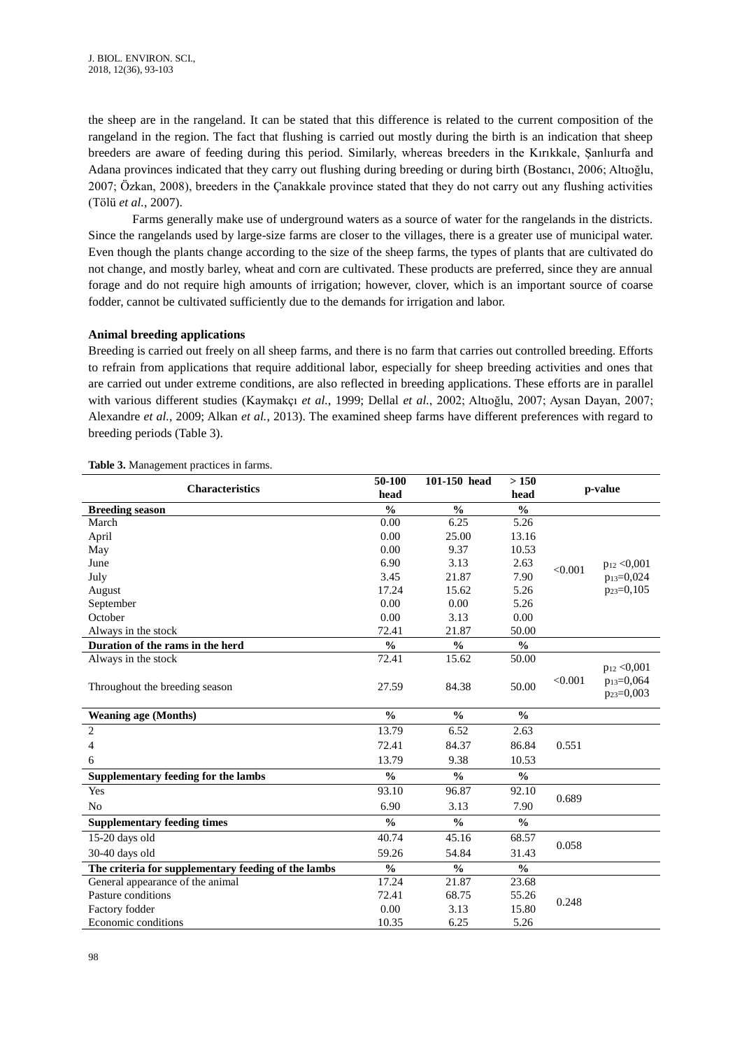the sheep are in the rangeland. It can be stated that this difference is related to the current composition of the rangeland in the region. The fact that flushing is carried out mostly during the birth is an indication that sheep breeders are aware of feeding during this period. Similarly, whereas breeders in the Kırıkkale, Şanlıurfa and Adana provinces indicated that they carry out flushing during breeding or during birth (Bostancı, 2006; Altıoğlu, 2007; Özkan, 2008), breeders in the Çanakkale province stated that they do not carry out any flushing activities (Tölü *et al.*, 2007).

Farms generally make use of underground waters as a source of water for the rangelands in the districts. Since the rangelands used by large-size farms are closer to the villages, there is a greater use of municipal water. Even though the plants change according to the size of the sheep farms, the types of plants that are cultivated do not change, and mostly barley, wheat and corn are cultivated. These products are preferred, since they are annual forage and do not require high amounts of irrigation; however, clover, which is an important source of coarse fodder, cannot be cultivated sufficiently due to the demands for irrigation and labor.

**Animal breeding applications**

Breeding is carried out freely on all sheep farms, and there is no farm that carries out controlled breeding. Efforts to refrain from applications that require additional labor, especially for sheep breeding activities and ones that are carried out under extreme conditions, are also reflected in breeding applications. These efforts are in parallel with various different studies (Kaymakçı *et al.*, 1999; Dellal *et al.*, 2002; Altıoğlu, 2007; Aysan Dayan, 2007; Alexandre *et al.*, 2009; Alkan *et al.*, 2013). The examined sheep farms have different preferences with regard to breeding periods (Table 3).

**Table 3.** Management practices in farms.

| Characteristics | 50-100 head | 101-150 head | > 150 head | p-value | |
|---|---|---|---|---|---|
| **Breeding season** | % | % | % | | |
| March | 0.00 | 6.25 | 5.26 | <0.001 | $p_{12}$ <0,001 $p_{13}$=0,024 $p_{23}$=0,105 |
| April | 0.00 | 25.00 | 13.16 | | |
| May | 0.00 | 9.37 | 10.53 | | |
| June | 6.90 | 3.13 | 2.63 | | |
| July | 3.45 | 21.87 | 7.90 | | |
| August | 17.24 | 15.62 | 5.26 | | |
| September | 0.00 | 0.00 | 5.26 | | |
| October | 0.00 | 3.13 | 0.00 | | |
| Always in the stock | 72.41 | 21.87 | 50.00 | | |
| **Duration of the rams in the herd** | % | % | % | | |
| Always in the stock | 72.41 | 15.62 | 50.00 | <0.001 | $p_{12}$ <0,001 $p_{13}$=0,064 $p_{23}$=0,003 |
| Throughout the breeding season | 27.59 | 84.38 | 50.00 | | |
| **Weaning age (Months)** | % | % | % | | |
| 2 | 13.79 | 6.52 | 2.63 | 0.551 | |
| 4 | 72.41 | 84.37 | 86.84 | | |
| 6 | 13.79 | 9.38 | 10.53 | | |
| **Supplementary feeding for the lambs** | % | % | % | | |
| Yes | 93.10 | 96.87 | 92.10 | 0.689 | |
| No | 6.90 | 3.13 | 7.90 | | |
| **Supplementary feeding times** | % | % | % | | |
| 15-20 days old | 40.74 | 45.16 | 68.57 | 0.058 | |
| 30-40 days old | 59.26 | 54.84 | 31.43 | | |
| **The criteria for supplementary feeding of the lambs** | % | % | % | | |
| General appearance of the animal | 17.24 | 21.87 | 23.68 | 0.248 | |
| Pasture conditions | 72.41 | 68.75 | 55.26 | | |
| Factory fodder | 0.00 | 3.13 | 15.80 | | |
| Economic conditions | 10.35 | 6.25 | 5.26 | | |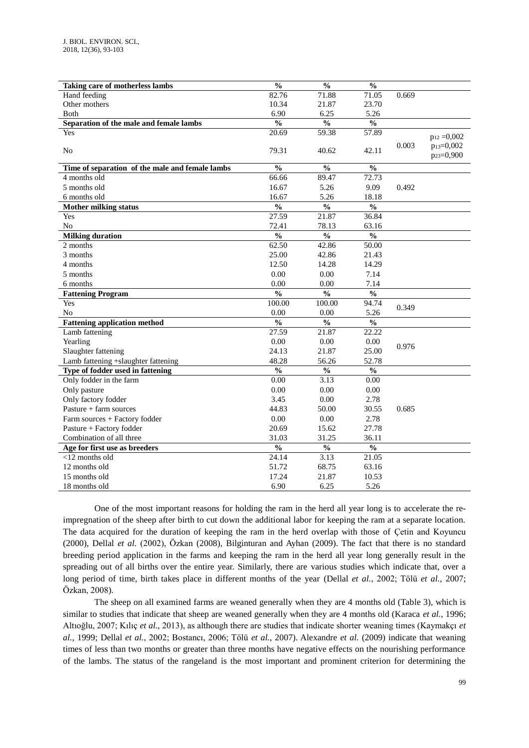| **Taking care of motherless lambs** | **%** | **%** | **%** | | |
|---|---|---|---|---|---|
| Hand feeding | 82.76 | 71.88 | 71.05 | 0.669 | |
| Other mothers | 10.34 | 21.87 | 23.70 | | |
| Both | 6.90 | 6.25 | 5.26 | | |
| **Separation of the male and female lambs** | **%** | **%** | **%** | | |
| Yes | 20.69 | 59.38 | 57.89 | 0.003 | $p_{12}$ =0,002 $p_{13}$=0,002 $p_{23}$=0,900 |
| No | 79.31 | 40.62 | 42.11 | | |
| **Time of separation of the male and female lambs** | **%** | **%** | **%** | | |
| 4 months old | 66.66 | 89.47 | 72.73 | | |
| 5 months old | 16.67 | 5.26 | 9.09 | 0.492 | |
| 6 months old | 16.67 | 5.26 | 18.18 | | |
| **Mother milking status** | **%** | **%** | **%** | | |
| Yes | 27.59 | 21.87 | 36.84 | | |
| No | 72.41 | 78.13 | 63.16 | | |
| **Milking duration** | **%** | **%** | **%** | | |
| 2 months | 62.50 | 42.86 | 50.00 | | |
| 3 months | 25.00 | 42.86 | 21.43 | | |
| 4 months | 12.50 | 14.28 | 14.29 | | |
| 5 months | 0.00 | 0.00 | 7.14 | | |
| 6 months | 0.00 | 0.00 | 7.14 | | |
| **Fattening Program** | **%** | **%** | **%** | | |
| Yes | 100.00 | 100.00 | 94.74 | 0.349 | |
| No | 0.00 | 0.00 | 5.26 | | |
| **Fattening application method** | **%** | **%** | **%** | | |
| Lamb fattening | 27.59 | 21.87 | 22.22 | | |
| Yearling | 0.00 | 0.00 | 0.00 | 0.976 | |
| Slaughter fattening | 24.13 | 21.87 | 25.00 | | |
| Lamb fattening +slaughter fattening | 48.28 | 56.26 | 52.78 | | |
| **Type of fodder used in fattening** | **%** | **%** | **%** | | |
| Only fodder in the farm | 0.00 | 3.13 | 0.00 | | |
| Only pasture | 0.00 | 0.00 | 0.00 | | |
| Only factory fodder | 3.45 | 0.00 | 2.78 | | |
| Pasture + farm sources | 44.83 | 50.00 | 30.55 | 0.685 | |
| Farm sources + Factory fodder | 0.00 | 0.00 | 2.78 | | |
| Pasture + Factory fodder | 20.69 | 15.62 | 27.78 | | |
| Combination of all three | 31.03 | 31.25 | 36.11 | | |
| **Age for first use as breeders** | **%** | **%** | **%** | | |
| <12 months old | 24.14 | 3.13 | 21.05 | | |
| 12 months old | 51.72 | 68.75 | 63.16 | | |
| 15 months old | 17.24 | 21.87 | 10.53 | | |
| 18 months old | 6.90 | 6.25 | 5.26 | | |

One of the most important reasons for holding the ram in the herd all year long is to accelerate the re-impregnation of the sheep after birth to cut down the additional labor for keeping the ram at a separate location. The data acquired for the duration of keeping the ram in the herd overlap with those of Çetin and Koyuncu (2000), Dellal *et al.* (2002), Özkan (2008), Bilginturan and Ayhan (2009). The fact that there is no standard breeding period application in the farms and keeping the ram in the herd all year long generally result in the spreading out of all births over the entire year. Similarly, there are various studies which indicate that, over a long period of time, birth takes place in different months of the year (Dellal *et al.*, 2002; Tölü *et al.*, 2007; Özkan, 2008).

The sheep on all examined farms are weaned generally when they are 4 months old (Table 3), which is similar to studies that indicate that sheep are weaned generally when they are 4 months old (Karaca *et al.*, 1996; Altıoğlu, 2007; Kılıç *et al.*, 2013), as although there are studies that indicate shorter weaning times (Kaymakçı *et al.*, 1999; Dellal *et al.*, 2002; Bostancı, 2006; Tölü *et al.*, 2007). Alexandre *et al.* (2009) indicate that weaning times of less than two months or greater than three months have negative effects on the nourishing performance of the lambs. The status of the rangeland is the most important and prominent criterion for determining the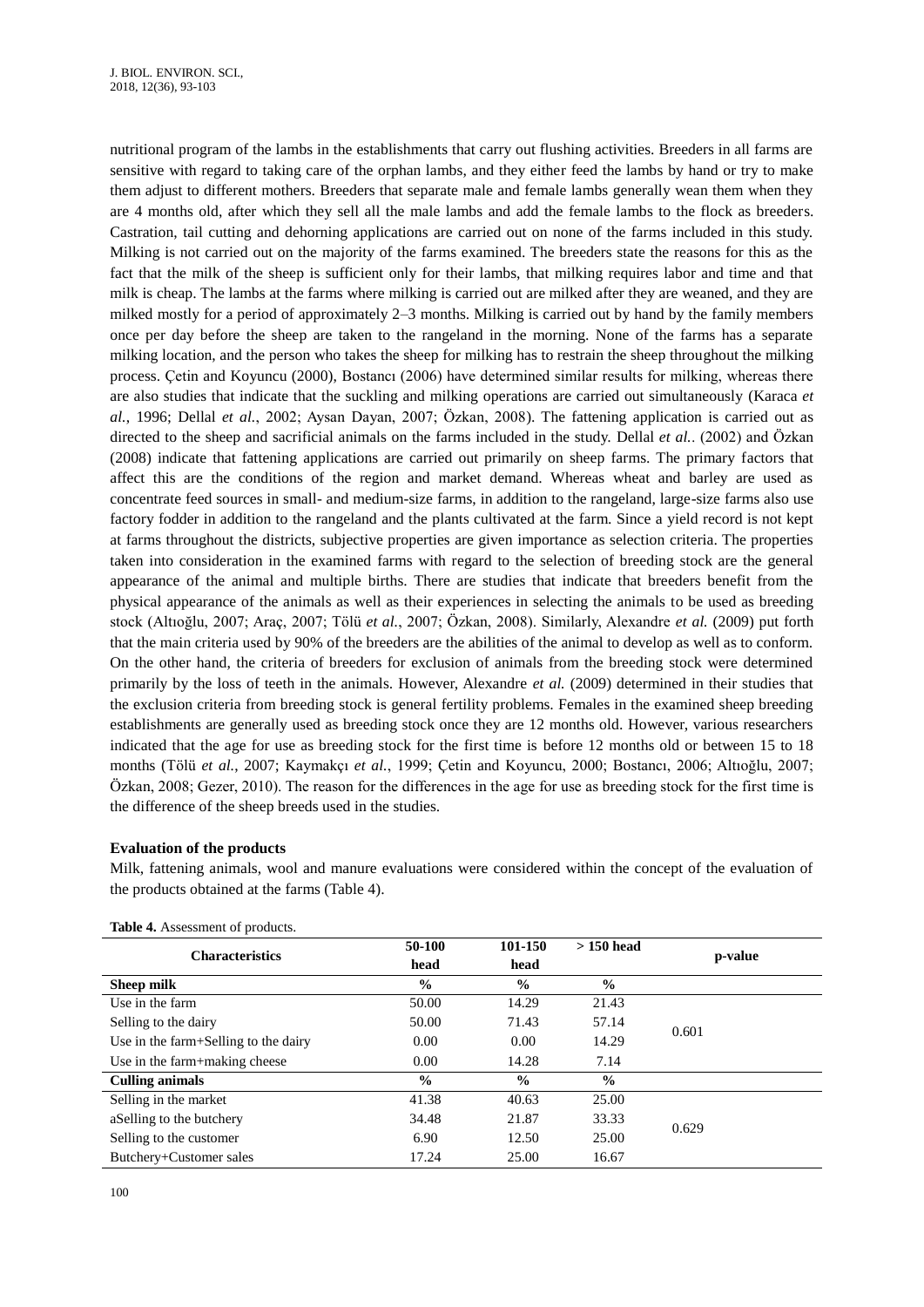nutritional program of the lambs in the establishments that carry out flushing activities. Breeders in all farms are sensitive with regard to taking care of the orphan lambs, and they either feed the lambs by hand or try to make them adjust to different mothers. Breeders that separate male and female lambs generally wean them when they are 4 months old, after which they sell all the male lambs and add the female lambs to the flock as breeders. Castration, tail cutting and dehorning applications are carried out on none of the farms included in this study. Milking is not carried out on the majority of the farms examined. The breeders state the reasons for this as the fact that the milk of the sheep is sufficient only for their lambs, that milking requires labor and time and that milk is cheap. The lambs at the farms where milking is carried out are milked after they are weaned, and they are milked mostly for a period of approximately 2–3 months. Milking is carried out by hand by the family members once per day before the sheep are taken to the rangeland in the morning. None of the farms has a separate milking location, and the person who takes the sheep for milking has to restrain the sheep throughout the milking process. Çetin and Koyuncu (2000), Bostancı (2006) have determined similar results for milking, whereas there are also studies that indicate that the suckling and milking operations are carried out simultaneously (Karaca *et al.*, 1996; Dellal *et al.*, 2002; Aysan Dayan, 2007; Özkan, 2008). The fattening application is carried out as directed to the sheep and sacrificial animals on the farms included in the study. Dellal *et al.*. (2002) and Özkan (2008) indicate that fattening applications are carried out primarily on sheep farms. The primary factors that affect this are the conditions of the region and market demand. Whereas wheat and barley are used as concentrate feed sources in small- and medium-size farms, in addition to the rangeland, large-size farms also use factory fodder in addition to the rangeland and the plants cultivated at the farm. Since a yield record is not kept at farms throughout the districts, subjective properties are given importance as selection criteria. The properties taken into consideration in the examined farms with regard to the selection of breeding stock are the general appearance of the animal and multiple births. There are studies that indicate that breeders benefit from the physical appearance of the animals as well as their experiences in selecting the animals to be used as breeding stock (Altıoğlu, 2007; Araç, 2007; Tölü *et al.*, 2007; Özkan, 2008). Similarly, Alexandre *et al.* (2009) put forth that the main criteria used by 90% of the breeders are the abilities of the animal to develop as well as to conform. On the other hand, the criteria of breeders for exclusion of animals from the breeding stock were determined primarily by the loss of teeth in the animals. However, Alexandre *et al.* (2009) determined in their studies that the exclusion criteria from breeding stock is general fertility problems. Females in the examined sheep breeding establishments are generally used as breeding stock once they are 12 months old. However, various researchers indicated that the age for use as breeding stock for the first time is before 12 months old or between 15 to 18 months (Tölü *et al.*, 2007; Kaymakçı *et al.*, 1999; Çetin and Koyuncu, 2000; Bostancı, 2006; Altıoğlu, 2007; Özkan, 2008; Gezer, 2010). The reason for the differences in the age for use as breeding stock for the first time is the difference of the sheep breeds used in the studies.

### Evaluation of the products

Milk, fattening animals, wool and manure evaluations were considered within the concept of the evaluation of the products obtained at the farms (Table 4).

**Table 4.** Assessment of products.

| Characteristics | 50-100 head | 101-150 head | > 150 head | p-value |
|---|---|---|---|---|
| **Sheep milk** | **%** | **%** | **%** | |
| Use in the farm | 50.00 | 14.29 | 21.43 | |
| Selling to the dairy | 50.00 | 71.43 | 57.14 | 0.601 |
| Use in the farm+Selling to the dairy | 0.00 | 0.00 | 14.29 | |
| Use in the farm+making cheese | 0.00 | 14.28 | 7.14 | |
| **Culling animals** | **%** | **%** | **%** | |
| Selling in the market | 41.38 | 40.63 | 25.00 | |
| aSelling to the butchery | 34.48 | 21.87 | 33.33 | 0.629 |
| Selling to the customer | 6.90 | 12.50 | 25.00 | |
| Butchery+Customer sales | 17.24 | 25.00 | 16.67 | |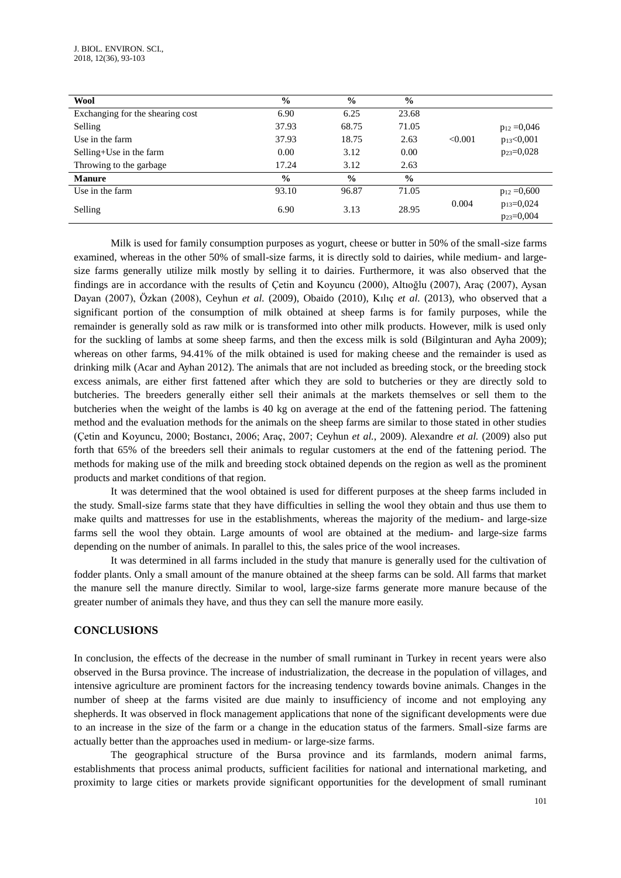| Wool | % | % | % | | |
|---|---|---|---|---|---|
| Exchanging for the shearing cost | 6.90 | 6.25 | 23.68 | | |
| Selling | 37.93 | 68.75 | 71.05 | | $p_{12}$ =0,046 |
| Use in the farm | 37.93 | 18.75 | 2.63 | <0.001 | $p_{13}$<0,001 |
| Selling+Use in the farm | 0.00 | 3.12 | 0.00 | | $p_{23}$=0,028 |
| Throwing to the garbage | 17.24 | 3.12 | 2.63 | | |
| **Manure** | **%** | **%** | **%** | | |
| Use in the farm | 93.10 | 96.87 | 71.05 | | $p_{12}$ =0,600 |
| Selling | 6.90 | 3.13 | 28.95 | 0.004 | $p_{13}$=0,024 $p_{23}$=0,004 |

Milk is used for family consumption purposes as yogurt, cheese or butter in 50% of the small-size farms examined, whereas in the other 50% of small-size farms, it is directly sold to dairies, while medium- and large-size farms generally utilize milk mostly by selling it to dairies. Furthermore, it was also observed that the findings are in accordance with the results of Çetin and Koyuncu (2000), Altıoğlu (2007), Araç (2007), Aysan Dayan (2007), Özkan (2008), Ceyhun *et al.* (2009), Obaido (2010), Kılıç *et al.* (2013), who observed that a significant portion of the consumption of milk obtained at sheep farms is for family purposes, while the remainder is generally sold as raw milk or is transformed into other milk products. However, milk is used only for the suckling of lambs at some sheep farms, and then the excess milk is sold (Bilginturan and Ayha 2009); whereas on other farms, 94.41% of the milk obtained is used for making cheese and the remainder is used as drinking milk (Acar and Ayhan 2012). The animals that are not included as breeding stock, or the breeding stock excess animals, are either first fattened after which they are sold to butcheries or they are directly sold to butcheries. The breeders generally either sell their animals at the markets themselves or sell them to the butcheries when the weight of the lambs is 40 kg on average at the end of the fattening period. The fattening method and the evaluation methods for the animals on the sheep farms are similar to those stated in other studies (Çetin and Koyuncu, 2000; Bostancı, 2006; Araç, 2007; Ceyhun *et al.*, 2009). Alexandre *et al.* (2009) also put forth that 65% of the breeders sell their animals to regular customers at the end of the fattening period. The methods for making use of the milk and breeding stock obtained depends on the region as well as the prominent products and market conditions of that region.

It was determined that the wool obtained is used for different purposes at the sheep farms included in the study. Small-size farms state that they have difficulties in selling the wool they obtain and thus use them to make quilts and mattresses for use in the establishments, whereas the majority of the medium- and large-size farms sell the wool they obtain. Large amounts of wool are obtained at the medium- and large-size farms depending on the number of animals. In parallel to this, the sales price of the wool increases.

It was determined in all farms included in the study that manure is generally used for the cultivation of fodder plants. Only a small amount of the manure obtained at the sheep farms can be sold. All farms that market the manure sell the manure directly. Similar to wool, large-size farms generate more manure because of the greater number of animals they have, and thus they can sell the manure more easily.

## CONCLUSIONS

In conclusion, the effects of the decrease in the number of small ruminant in Turkey in recent years were also observed in the Bursa province. The increase of industrialization, the decrease in the population of villages, and intensive agriculture are prominent factors for the increasing tendency towards bovine animals. Changes in the number of sheep at the farms visited are due mainly to insufficiency of income and not employing any shepherds. It was observed in flock management applications that none of the significant developments were due to an increase in the size of the farm or a change in the education status of the farmers. Small-size farms are actually better than the approaches used in medium- or large-size farms.

The geographical structure of the Bursa province and its farmlands, modern animal farms, establishments that process animal products, sufficient facilities for national and international marketing, and proximity to large cities or markets provide significant opportunities for the development of small ruminant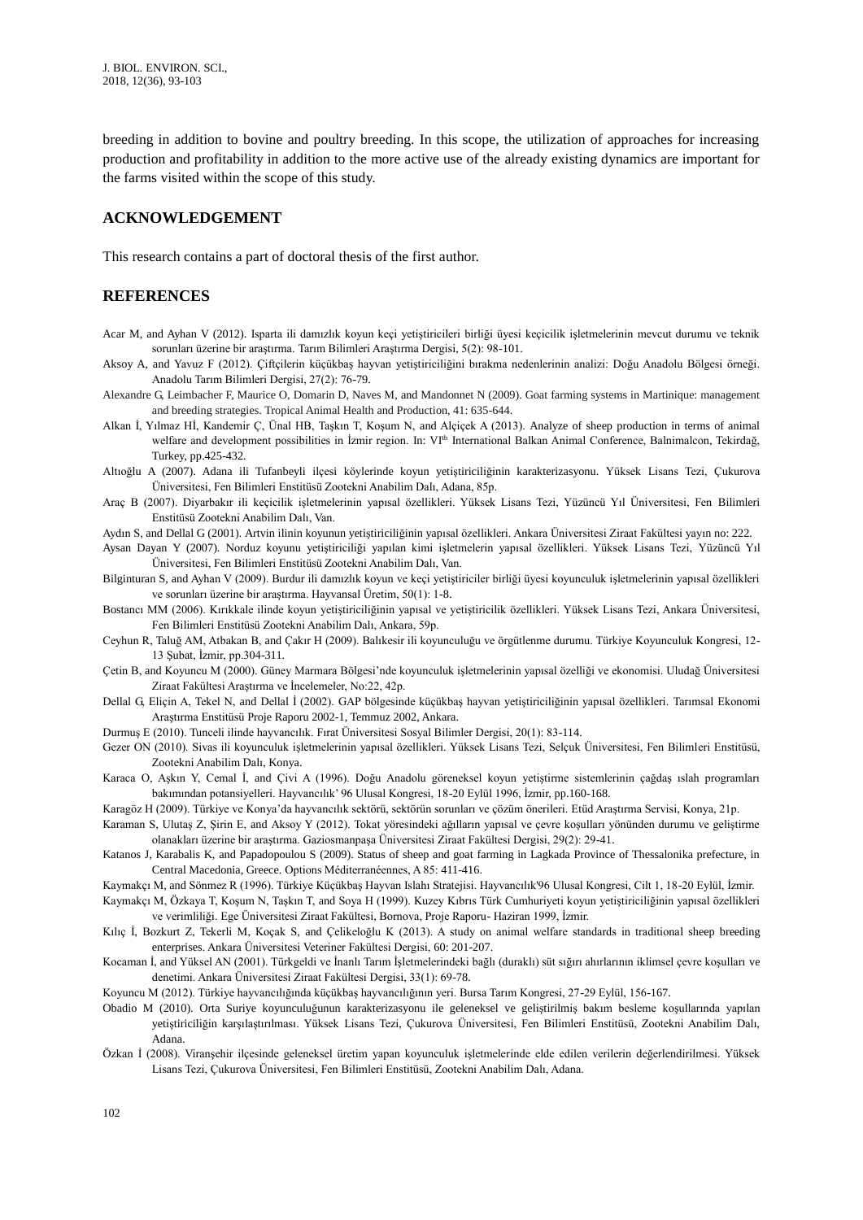breeding in addition to bovine and poultry breeding. In this scope, the utilization of approaches for increasing production and profitability in addition to the more active use of the already existing dynamics are important for the farms visited within the scope of this study.

## ACKNOWLEDGEMENT

This research contains a part of doctoral thesis of the first author.

## REFERENCES

Acar M, and Ayhan V (2012). Isparta ili damızlık koyun keçi yetiştiricileri birliği üyesi keçicilik işletmelerinin mevcut durumu ve teknik sorunları üzerine bir araştırma. Tarım Bilimleri Araştırma Dergisi, 5(2): 98-101.

Aksoy A, and Yavuz F (2012). Çiftçilerin küçükbaş hayvan yetiştiriciliğini bırakma nedenlerinin analizi: Doğu Anadolu Bölgesi örneği. Anadolu Tarım Bilimleri Dergisi, 27(2): 76-79.

Alexandre G, Leimbacher F, Maurice O, Domarin D, Naves M, and Mandonnet N (2009). Goat farming systems in Martinique: management and breeding strategies. Tropical Animal Health and Production, 41: 635-644.

Alkan İ, Yılmaz Hİ, Kandemir Ç, Ünal HB, Taşkın T, Koşum N, and Alçiçek A (2013). Analyze of sheep production in terms of animal welfare and development possibilities in İzmir region. In: VI[th] International Balkan Animal Conference, Balnimalcon, Tekirdağ, Turkey, pp.425-432.

Altıoğlu A (2007). Adana ili Tufanbeyli ilçesi köylerinde koyun yetiştiriciliğinin karakterizasyonu. Yüksek Lisans Tezi, Çukurova Üniversitesi, Fen Bilimleri Enstitüsü Zootekni Anabilim Dalı, Adana, 85p.

Araç B (2007). Diyarbakır ili keçicilik işletmelerinin yapısal özellikleri. Yüksek Lisans Tezi, Yüzüncü Yıl Üniversitesi, Fen Bilimleri Enstitüsü Zootekni Anabilim Dalı, Van.

Aydın S, and Dellal G (2001). Artvin ilinin koyunun yetiştiriciliğinin yapısal özellikleri. Ankara Üniversitesi Ziraat Fakültesi yayın no: 222.

Aysan Dayan Y (2007). Norduz koyunu yetiştiriciliği yapılan kimi işletmelerin yapısal özellikleri. Yüksek Lisans Tezi, Yüzüncü Yıl Üniversitesi, Fen Bilimleri Enstitüsü Zootekni Anabilim Dalı, Van.

Bilginturan S, and Ayhan V (2009). Burdur ili damızlık koyun ve keçi yetiştiriciler birliği üyesi koyunculuk işletmelerinin yapısal özellikleri ve sorunları üzerine bir araştırma. Hayvansal Üretim, 50(1): 1-8.

Bostancı MM (2006). Kırıkkale ilinde koyun yetiştiriciliğinin yapısal ve yetiştiricilik özellikleri. Yüksek Lisans Tezi, Ankara Üniversitesi, Fen Bilimleri Enstitüsü Zootekni Anabilim Dalı, Ankara, 59p.

Ceyhun R, Taluğ AM, Atbakan B, and Çakır H (2009). Balıkesir ili koyunculuğu ve örgütlenme durumu. Türkiye Koyunculuk Kongresi, 12-13 Şubat, İzmir, pp.304-311.

Çetin B, and Koyuncu M (2000). Güney Marmara Bölgesi'nde koyunculuk işletmelerinin yapısal özelliği ve ekonomisi. Uludağ Üniversitesi Ziraat Fakültesi Araştırma ve İncelemeler, No:22, 42p.

Dellal G, Eliçin A, Tekel N, and Dellal İ (2002). GAP bölgesinde küçükbaş hayvan yetiştiriciliğinin yapısal özellikleri. Tarımsal Ekonomi Araştırma Enstitüsü Proje Raporu 2002-1, Temmuz 2002, Ankara.

Durmuş E (2010). Tunceli ilinde hayvancılık. Fırat Üniversitesi Sosyal Bilimler Dergisi, 20(1): 83-114.

Gezer ON (2010). Sivas ili koyunculuk işletmelerinin yapısal özellikleri. Yüksek Lisans Tezi, Selçuk Üniversitesi, Fen Bilimleri Enstitüsü, Zootekni Anabilim Dalı, Konya.

Karaca O, Aşkın Y, Cemal İ, and Çivi A (1996). Doğu Anadolu göreneksel koyun yetiştirme sistemlerinin çağdaş ıslah programları bakımından potansiyelleri. Hayvancılık' 96 Ulusal Kongresi, 18-20 Eylül 1996, İzmir, pp.160-168.

Karagöz H (2009). Türkiye ve Konya'da hayvancılık sektörü, sektörün sorunları ve çözüm önerileri. Etüd Araştırma Servisi, Konya, 21p.

Karaman S, Ulutaş Z, Şirin E, and Aksoy Y (2012). Tokat yöresindeki ağılların yapısal ve çevre koşulları yönünden durumu ve geliştirme olanakları üzerine bir araştırma. Gaziosmanpaşa Üniversitesi Ziraat Fakültesi Dergisi, 29(2): 29-41.

Katanos J, Karabalis K, and Papadopoulou S (2009). Status of sheep and goat farming in Lagkada Province of Thessalonika prefecture, in Central Macedonia, Greece. Options Méditerranéennes, A 85: 411-416.

Kaymakçı M, and Sönmez R (1996). Türkiye Küçükbaş Hayvan Islahı Stratejisi. Hayvancılık'96 Ulusal Kongresi, Cilt 1, 18-20 Eylül, İzmir.

Kaymakçı M, Özkaya T, Koşum N, Taşkın T, and Soya H (1999). Kuzey Kıbrıs Türk Cumhuriyeti koyun yetiştiriciliğinin yapısal özellikleri ve verimliliği. Ege Üniversitesi Ziraat Fakültesi, Bornova, Proje Raporu- Haziran 1999, İzmir.

Kılıç İ, Bozkurt Z, Tekerli M, Koçak S, and Çelikeloğlu K (2013). A study on animal welfare standards in traditional sheep breeding enterprises. Ankara Üniversitesi Veteriner Fakültesi Dergisi, 60: 201-207.

Kocaman İ, and Yüksel AN (2001). Türkgeldi ve İnanlı Tarım İşletmelerindeki bağlı (duraklı) süt sığırı ahırlarının iklimsel çevre koşulları ve denetimi. Ankara Üniversitesi Ziraat Fakültesi Dergisi, 33(1): 69-78.

Koyuncu M (2012). Türkiye hayvancılığında küçükbaş hayvancılığının yeri. Bursa Tarım Kongresi, 27-29 Eylül, 156-167.

Obadio M (2010). Orta Suriye koyunculuğunun karakterizasyonu ile geleneksel ve geliştirilmiş bakım besleme koşullarında yapılan yetiştiriciliğin karşılaştırılması. Yüksek Lisans Tezi, Çukurova Üniversitesi, Fen Bilimleri Enstitüsü, Zootekni Anabilim Dalı, Adana.

Özkan İ (2008). Viranşehir ilçesinde geleneksel üretim yapan koyunculuk işletmelerinde elde edilen verilerin değerlendirilmesi. Yüksek Lisans Tezi, Çukurova Üniversitesi, Fen Bilimleri Enstitüsü, Zootekni Anabilim Dalı, Adana.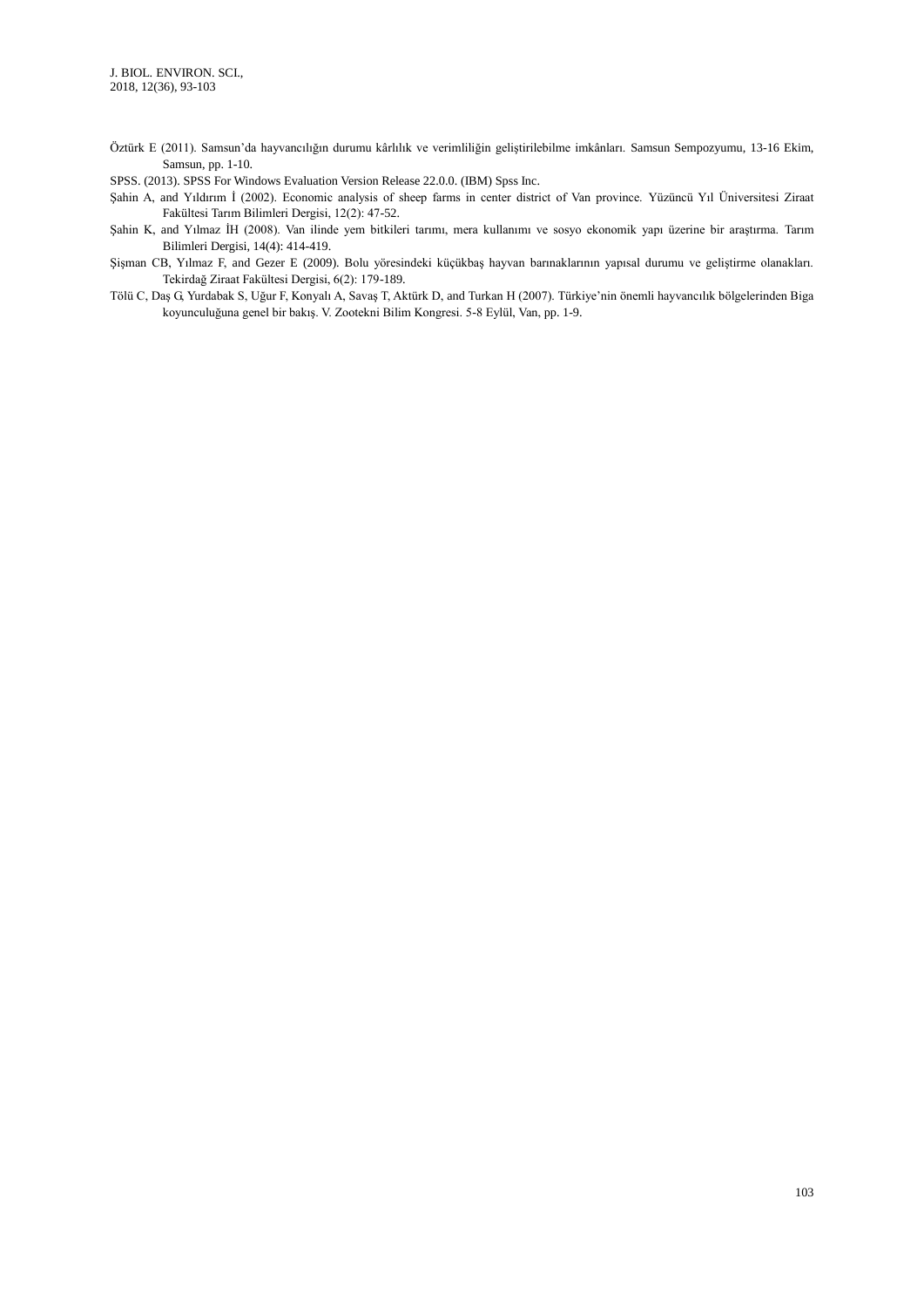Öztürk E (2011). Samsun'da hayvancılığın durumu kârlılık ve verimliliğin geliştirilebilme imkânları. Samsun Sempozyumu, 13-16 Ekim, Samsun, pp. 1-10.

SPSS. (2013). SPSS For Windows Evaluation Version Release 22.0.0. (IBM) Spss Inc.

Şahin A, and Yıldırım İ (2002). Economic analysis of sheep farms in center district of Van province. Yüzüncü Yıl Üniversitesi Ziraat Fakültesi Tarım Bilimleri Dergisi, 12(2): 47-52.

Şahin K, and Yılmaz İH (2008). Van ilinde yem bitkileri tarımı, mera kullanımı ve sosyo ekonomik yapı üzerine bir araştırma. Tarım Bilimleri Dergisi, 14(4): 414-419.

Şişman CB, Yılmaz F, and Gezer E (2009). Bolu yöresindeki küçükbaş hayvan barınaklarının yapısal durumu ve geliştirme olanakları. Tekirdağ Ziraat Fakültesi Dergisi, 6(2): 179-189.

Tölü C, Daş G, Yurdabak S, Uğur F, Konyalı A, Savaş T, Aktürk D, and Turkan H (2007). Türkiye'nin önemli hayvancılık bölgelerinden Biga koyunculuğuna genel bir bakış. V. Zootekni Bilim Kongresi. 5-8 Eylül, Van, pp. 1-9.